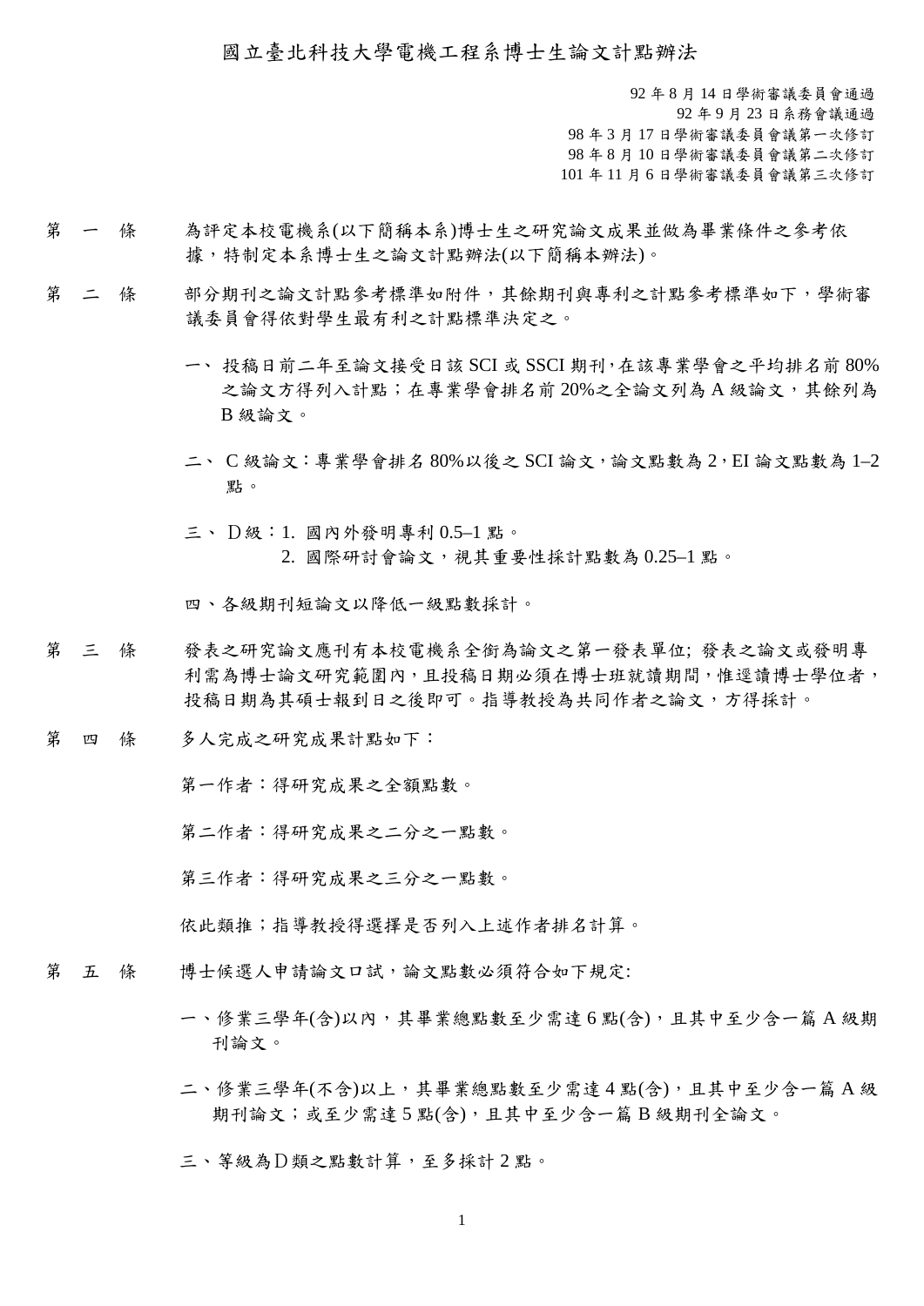# 國立臺北科技大學電機工程系博士生論文計點辦法

92 年 8 月 14 日學術審議委員會通過
92 年 9 月 23 日系務會議通過
98 年 3 月 17 日學術審議委員會議第一次修訂
98 年 8 月 10 日學術審議委員會議第二次修訂
101 年 11 月 6 日學術審議委員會議第三次修訂

第 一 條　為評定本校電機系(以下簡稱本系)博士生之研究論文成果並做為畢業條件之參考依據，特制定本系博士生之論文計點辦法(以下簡稱本辦法)。

第 二 條　部分期刊之論文計點參考標準如附件，其餘期刊與專利之計點參考標準如下，學術審議委員會得依對學生最有利之計點標準決定之。

一、投稿日前二年至論文接受日該 SCI 或 SSCI 期刊，在該專業學會之平均排名前 80%之論文方得列入計點；在專業學會排名前 20%之全論文列為 A 級論文，其餘列為 B 級論文。

二、C 級論文：專業學會排名 80%以後之 SCI 論文，論文點數為 2，EI 論文點數為 1–2 點。

三、D級：1. 國內外發明專利 0.5–1 點。
　　　　2. 國際研討會論文，視其重要性採計點數為 0.25–1 點。

四、各級期刊短論文以降低一級點數採計。

第 三 條　發表之研究論文應刊有本校電機系全銜為論文之第一發表單位; 發表之論文或發明專利需為博士論文研究範圍內，且投稿日期必須在博士班就讀期間，惟逕讀博士學位者，投稿日期為其碩士報到日之後即可。指導教授為共同作者之論文，方得採計。

第 四 條　多人完成之研究成果計點如下：

第一作者：得研究成果之全額點數。

第二作者：得研究成果之二分之一點數。

第三作者：得研究成果之三分之一點數。

依此類推；指導教授得選擇是否列入上述作者排名計算。

第 五 條　博士候選人申請論文口試，論文點數必須符合如下規定:

一、修業三學年(含)以內，其畢業總點數至少需達 6 點(含)，且其中至少含一篇 A 級期刊論文。

二、修業三學年(不含)以上，其畢業總點數至少需達 4 點(含)，且其中至少含一篇 A 級期刊論文；或至少需達 5 點(含)，且其中至少含一篇 B 級期刊全論文。

三、等級為Ｄ類之點數計算，至多採計 2 點。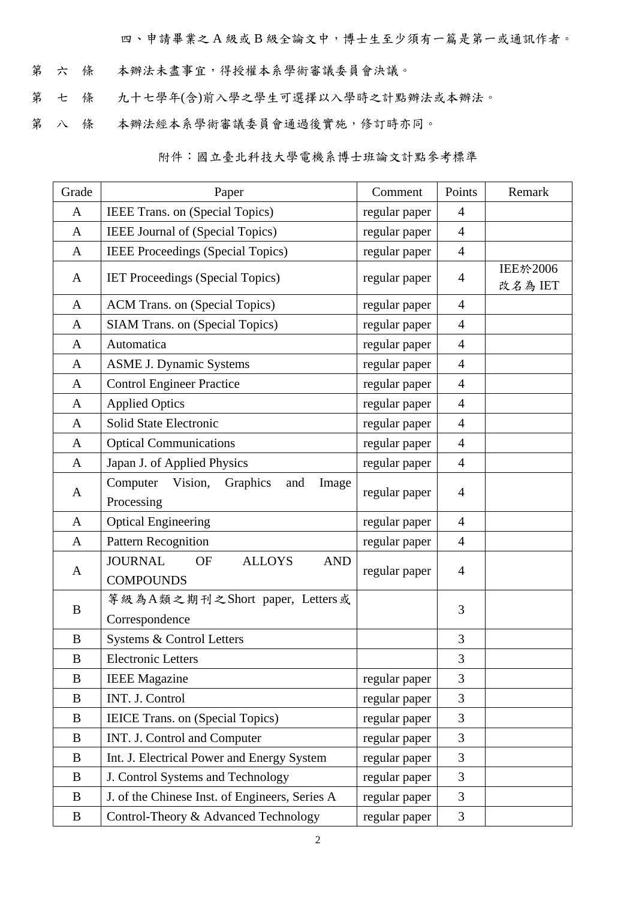四、申請畢業之 A 級或 B 級全論文中，博士生至少須有一篇是第一或通訊作者。

第　六　條　　本辦法未盡事宜，得授權本系學術審議委員會決議。

第　七　條　　九十七學年(含)前入學之學生可選擇以入學時之計點辦法或本辦法。

第　八　條　　本辦法經本系學術審議委員會通過後實施，修訂時亦同。

附件：國立臺北科技大學電機系博士班論文計點參考標準

| Grade | Paper | Comment | Points | Remark |
|---|---|---|---|---|
| A | IEEE Trans. on (Special Topics) | regular paper | 4 | |
| A | IEEE Journal of (Special Topics) | regular paper | 4 | |
| A | IEEE Proceedings (Special Topics) | regular paper | 4 | |
| A | IET Proceedings (Special Topics) | regular paper | 4 | IEE於2006 改名為 IET |
| A | ACM Trans. on (Special Topics) | regular paper | 4 | |
| A | SIAM Trans. on (Special Topics) | regular paper | 4 | |
| A | Automatica | regular paper | 4 | |
| A | ASME J. Dynamic Systems | regular paper | 4 | |
| A | Control Engineer Practice | regular paper | 4 | |
| A | Applied Optics | regular paper | 4 | |
| A | Solid State Electronic | regular paper | 4 | |
| A | Optical Communications | regular paper | 4 | |
| A | Japan J. of Applied Physics | regular paper | 4 | |
| A | Computer Vision, Graphics and Image Processing | regular paper | 4 | |
| A | Optical Engineering | regular paper | 4 | |
| A | Pattern Recognition | regular paper | 4 | |
| A | JOURNAL OF ALLOYS AND COMPOUNDS | regular paper | 4 | |
| B | 等級為A類之期刊之Short paper, Letters或Correspondence | | 3 | |
| B | Systems & Control Letters | | 3 | |
| B | Electronic Letters | | 3 | |
| B | IEEE Magazine | regular paper | 3 | |
| B | INT. J. Control | regular paper | 3 | |
| B | IEICE Trans. on (Special Topics) | regular paper | 3 | |
| B | INT. J. Control and Computer | regular paper | 3 | |
| B | Int. J. Electrical Power and Energy System | regular paper | 3 | |
| B | J. Control Systems and Technology | regular paper | 3 | |
| B | J. of the Chinese Inst. of Engineers, Series A | regular paper | 3 | |
| B | Control-Theory & Advanced Technology | regular paper | 3 | |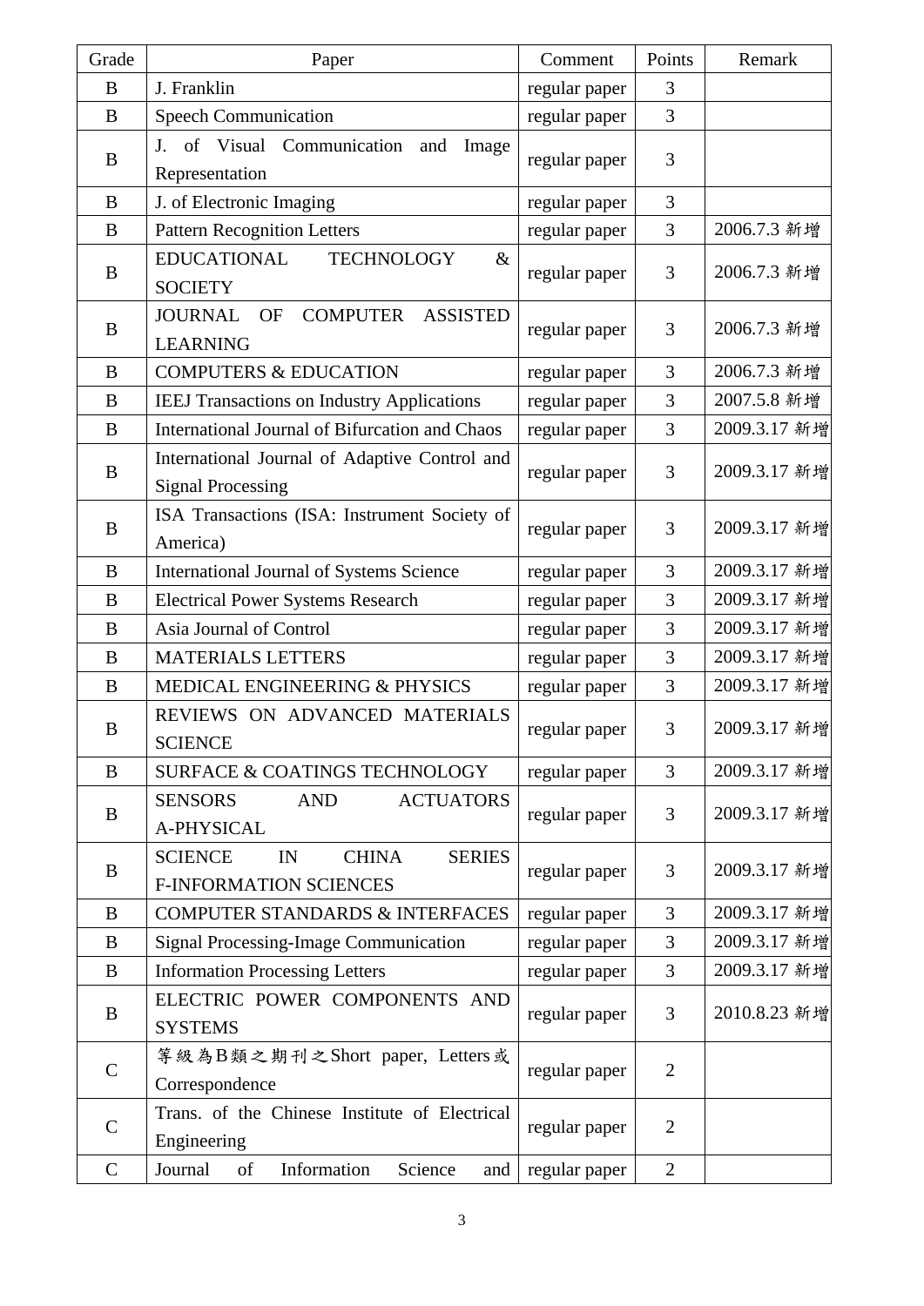| Grade | Paper | Comment | Points | Remark |
| --- | --- | --- | --- | --- |
| B | J. Franklin | regular paper | 3 | |
| B | Speech Communication | regular paper | 3 | |
| B | J. of Visual Communication and Image Representation | regular paper | 3 | |
| B | J. of Electronic Imaging | regular paper | 3 | |
| B | Pattern Recognition Letters | regular paper | 3 | 2006.7.3 新增 |
| B | EDUCATIONAL TECHNOLOGY & SOCIETY | regular paper | 3 | 2006.7.3 新增 |
| B | JOURNAL OF COMPUTER ASSISTED LEARNING | regular paper | 3 | 2006.7.3 新增 |
| B | COMPUTERS & EDUCATION | regular paper | 3 | 2006.7.3 新增 |
| B | IEEJ Transactions on Industry Applications | regular paper | 3 | 2007.5.8 新增 |
| B | International Journal of Bifurcation and Chaos | regular paper | 3 | 2009.3.17 新增 |
| B | International Journal of Adaptive Control and Signal Processing | regular paper | 3 | 2009.3.17 新增 |
| B | ISA Transactions (ISA: Instrument Society of America) | regular paper | 3 | 2009.3.17 新增 |
| B | International Journal of Systems Science | regular paper | 3 | 2009.3.17 新增 |
| B | Electrical Power Systems Research | regular paper | 3 | 2009.3.17 新增 |
| B | Asia Journal of Control | regular paper | 3 | 2009.3.17 新增 |
| B | MATERIALS LETTERS | regular paper | 3 | 2009.3.17 新增 |
| B | MEDICAL ENGINEERING & PHYSICS | regular paper | 3 | 2009.3.17 新增 |
| B | REVIEWS ON ADVANCED MATERIALS SCIENCE | regular paper | 3 | 2009.3.17 新增 |
| B | SURFACE & COATINGS TECHNOLOGY | regular paper | 3 | 2009.3.17 新增 |
| B | SENSORS AND ACTUATORS A-PHYSICAL | regular paper | 3 | 2009.3.17 新增 |
| B | SCIENCE IN CHINA SERIES F-INFORMATION SCIENCES | regular paper | 3 | 2009.3.17 新增 |
| B | COMPUTER STANDARDS & INTERFACES | regular paper | 3 | 2009.3.17 新增 |
| B | Signal Processing-Image Communication | regular paper | 3 | 2009.3.17 新增 |
| B | Information Processing Letters | regular paper | 3 | 2009.3.17 新增 |
| B | ELECTRIC POWER COMPONENTS AND SYSTEMS | regular paper | 3 | 2010.8.23 新增 |
| C | 等級為B類之期刊之Short paper, Letters或Correspondence | regular paper | 2 | |
| C | Trans. of the Chinese Institute of Electrical Engineering | regular paper | 2 | |
| C | Journal of Information Science and | regular paper | 2 | |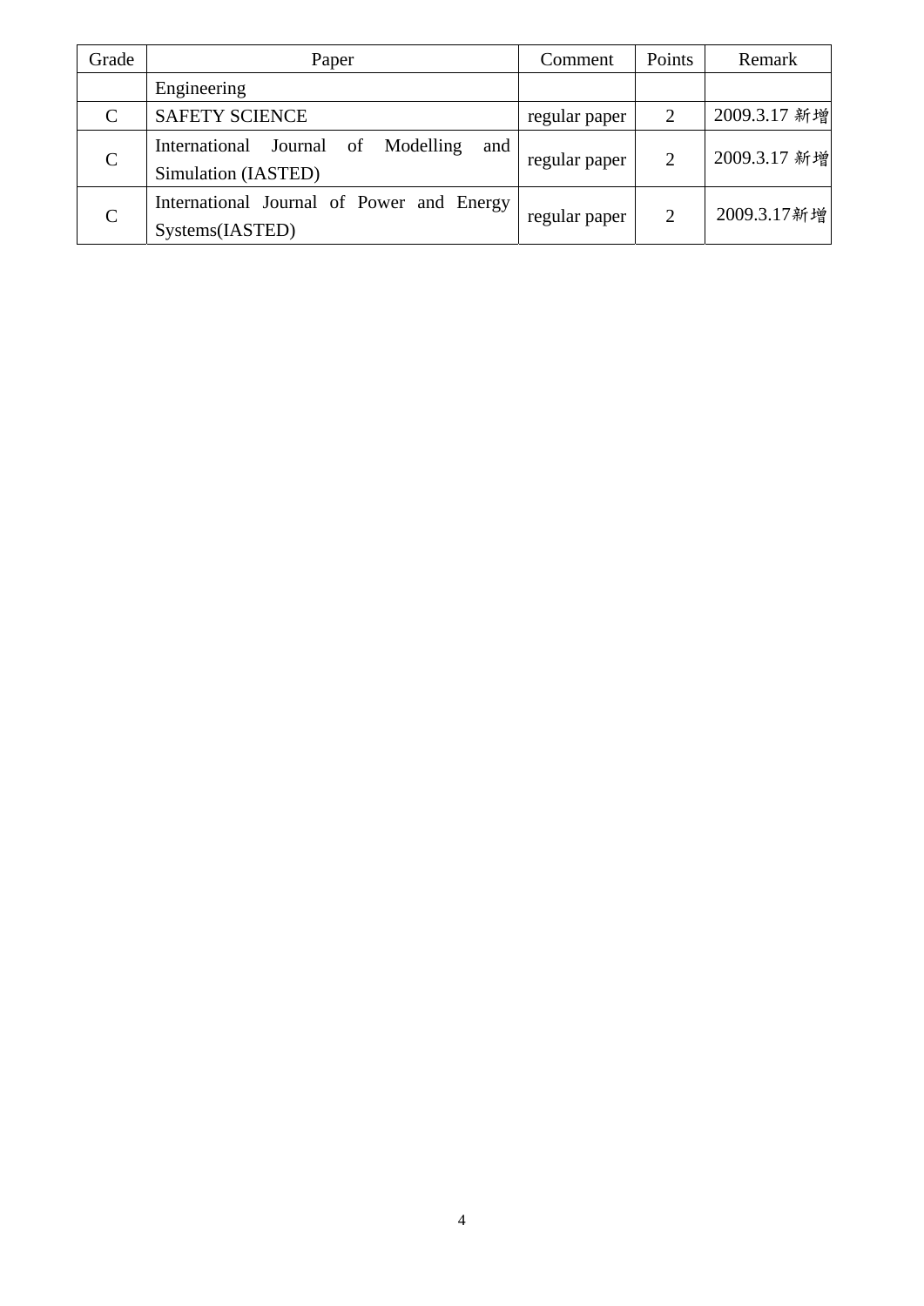| Grade | Paper | Comment | Points | Remark |
| --- | --- | --- | --- | --- |
| | Engineering | | | |
| C | SAFETY SCIENCE | regular paper | 2 | 2009.3.17 新增 |
| C | International Journal of Modelling and Simulation (IASTED) | regular paper | 2 | 2009.3.17 新增 |
| C | International Journal of Power and Energy Systems(IASTED) | regular paper | 2 | 2009.3.17新增 |